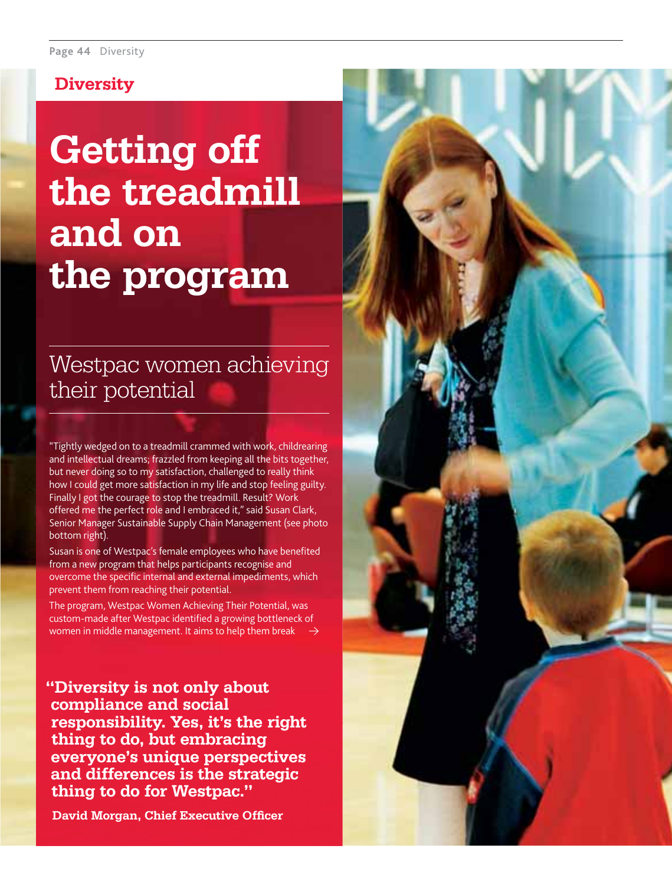## Diversity

# Getting off the treadmill and on the program

## Westpac women achieving their potential

"Tightly wedged on to a treadmill crammed with work, childrearing and intellectual dreams; frazzled from keeping all the bits together, but never doing so to my satisfaction, challenged to really think how I could get more satisfaction in my life and stop feeling guilty. Finally I got the courage to stop the treadmill. Result? Work offered me the perfect role and I embraced it," said Susan Clark, Senior Manager Sustainable Supply Chain Management (see photo bottom right).

Susan is one of Westpac's female employees who have benefited from a new program that helps participants recognise and overcome the specific internal and external impediments, which prevent them from reaching their potential.

The program, Westpac Women Achieving Their Potential, was custom-made after Westpac identified a growing bottleneck of women in middle management. It aims to help them break →

**"Diversity is not only about compliance and social responsibility. Yes, it's the right thing to do, but embracing everyone's unique perspectives and differences is the strategic thing to do for Westpac."**

**David Morgan, Chief Executive Officer**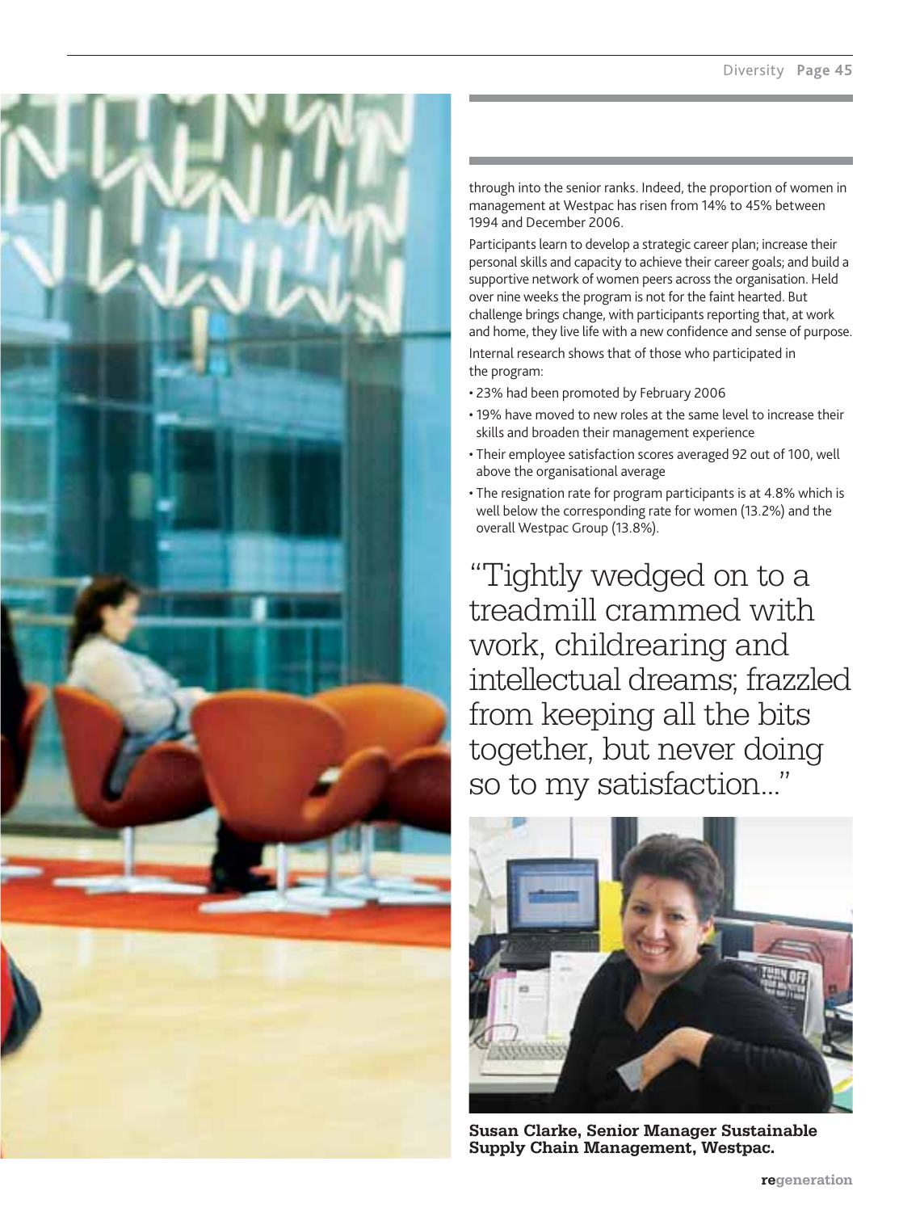through into the senior ranks. Indeed, the proportion of women in management at Westpac has risen from 14% to 45% between 1994 and December 2006.

Participants learn to develop a strategic career plan; increase their personal skills and capacity to achieve their career goals; and build a supportive network of women peers across the organisation. Held over nine weeks the program is not for the faint hearted. But challenge brings change, with participants reporting that, at work and home, they live life with a new confidence and sense of purpose.

Internal research shows that of those who participated in the program:

- 23% had been promoted by February 2006
- 19% have moved to new roles at the same level to increase their skills and broaden their management experience
- Their employee satisfaction scores averaged 92 out of 100, well above the organisational average
- The resignation rate for program participants is at 4.8% which is well below the corresponding rate for women (13.2%) and the overall Westpac Group (13.8%).

> "Tightly wedged on to a treadmill crammed with work, childrearing and intellectual dreams; frazzled from keeping all the bits together, but never doing so to my satisfaction..."

**Susan Clarke, Senior Manager Sustainable Supply Chain Management, Westpac.**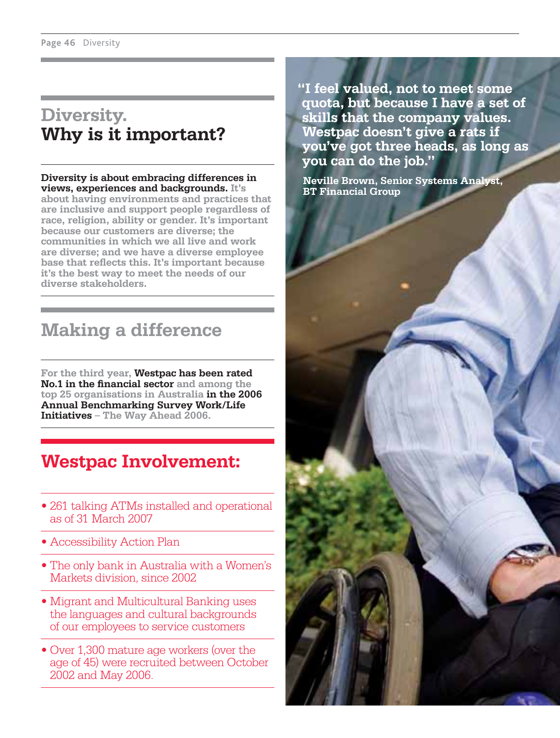# Diversity. Why is it important?

**Diversity is about embracing differences in views, experiences and backgrounds.** It's about having environments and practices that are inclusive and support people regardless of race, religion, ability or gender. It's important because our customers are diverse; the communities in which we all live and work are diverse; and we have a diverse employee base that reflects this. It's important because it's the best way to meet the needs of our diverse stakeholders.

## Making a difference

For the third year, **Westpac has been rated No.1 in the financial sector** and among the top 25 organisations in Australia **in the 2006 Annual Benchmarking Survey Work/Life Initiatives** – The Way Ahead 2006.

## Westpac Involvement:

- 261 talking ATMs installed and operational as of 31 March 2007
- Accessibility Action Plan
- The only bank in Australia with a Women's Markets division, since 2002
- Migrant and Multicultural Banking uses the languages and cultural backgrounds of our employees to service customers
- Over 1,300 mature age workers (over the age of 45) were recruited between October 2002 and May 2006.

**"I feel valued, not to meet some quota, but because I have a set of skills that the company values. Westpac doesn't give a rats if you've got three heads, as long as you can do the job."**

**Neville Brown, Senior Systems Analyst, BT Financial Group**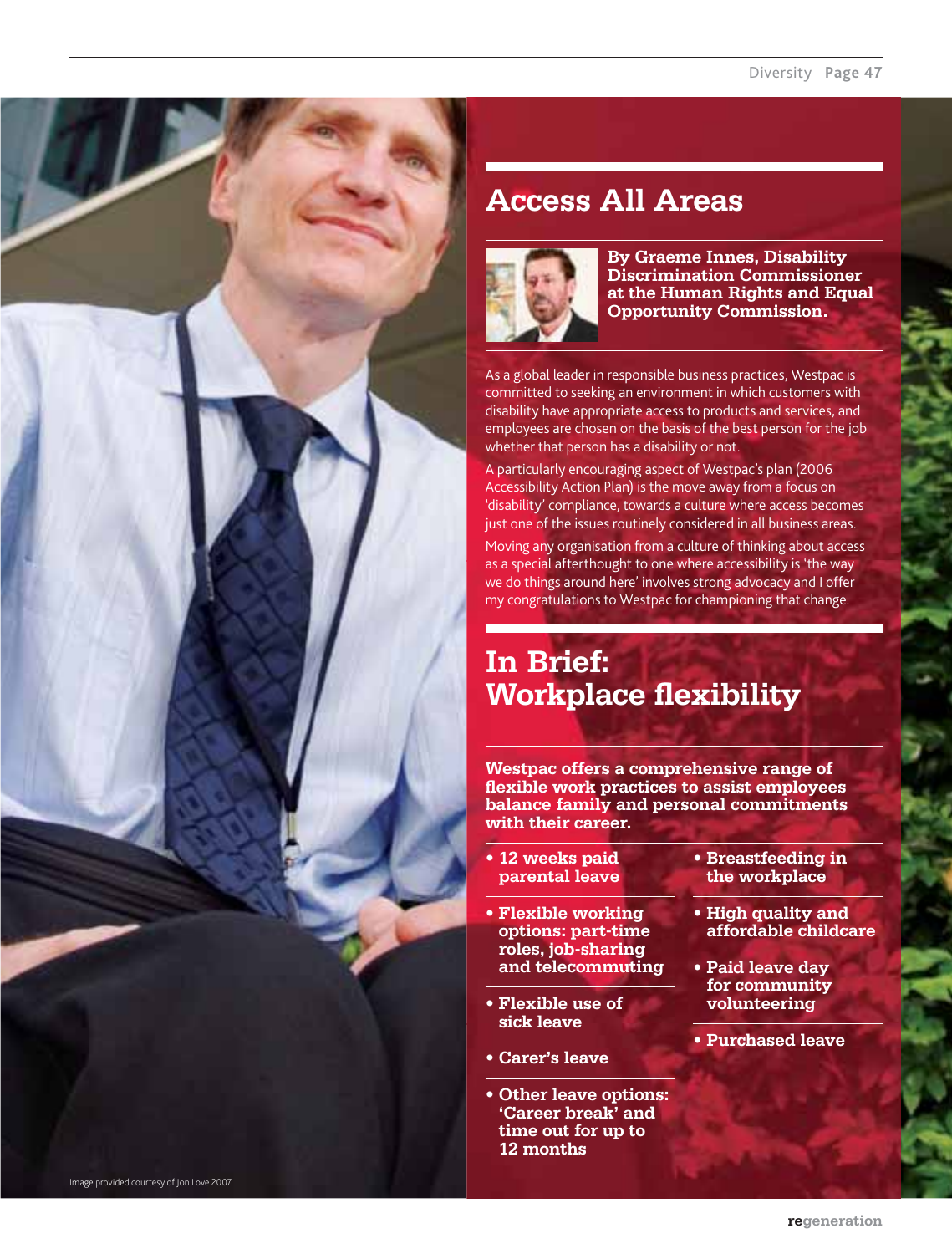## Access All Areas

**By Graeme Innes, Disability Discrimination Commissioner at the Human Rights and Equal Opportunity Commission.**

As a global leader in responsible business practices, Westpac is committed to seeking an environment in which customers with disability have appropriate access to products and services, and employees are chosen on the basis of the best person for the job whether that person has a disability or not.

A particularly encouraging aspect of Westpac's plan (2006 Accessibility Action Plan) is the move away from a focus on 'disability' compliance, towards a culture where access becomes just one of the issues routinely considered in all business areas.

Moving any organisation from a culture of thinking about access as a special afterthought to one where accessibility is 'the way we do things around here' involves strong advocacy and I offer my congratulations to Westpac for championing that change.

## In Brief: Workplace flexibility

**Westpac offers a comprehensive range of flexible work practices to assist employees balance family and personal commitments with their career.**

- **12 weeks paid parental leave**
- **Flexible working options: part-time roles, job-sharing and telecommuting**
- **Flexible use of sick leave**
- **Carer's leave**
- **Other leave options: 'Career break' and time out for up to 12 months**
- **Breastfeeding in the workplace**
- **High quality and affordable childcare**
- **Paid leave day for community volunteering**
- **Purchased leave**

Image provided courtesy of Jon Love 2007